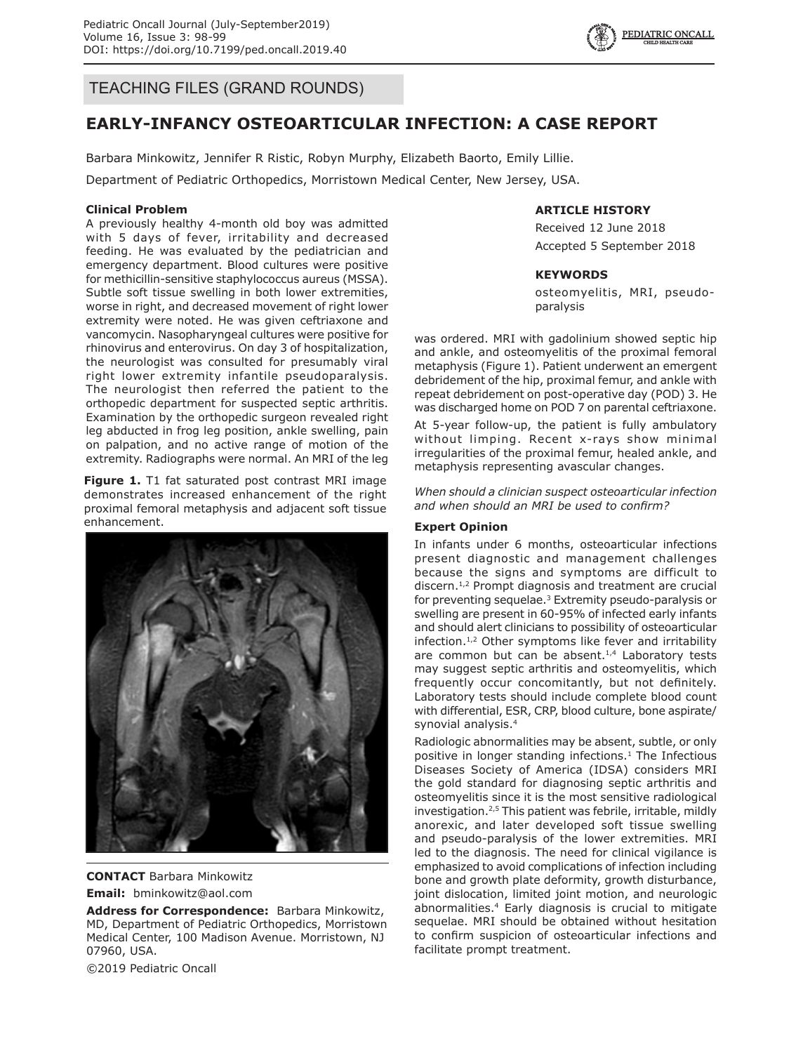TEACHING FILES (GRAND ROUNDS)

# EARLY-INFANCY OSTEOARTICULAR INFECTION: A CASE REPORT

Barbara Minkowitz, Jennifer R Ristic, Robyn Murphy, Elizabeth Baorto, Emily Lillie.

Department of Pediatric Orthopedics, Morristown Medical Center, New Jersey, USA.

**ARTICLE HISTORY**

Received 12 June 2018

Accepted 5 September 2018

**KEYWORDS**

osteomyelitis, MRI, pseudo-paralysis

### Clinical Problem

A previously healthy 4-month old boy was admitted with 5 days of fever, irritability and decreased feeding. He was evaluated by the pediatrician and emergency department. Blood cultures were positive for methicillin-sensitive staphylococcus aureus (MSSA). Subtle soft tissue swelling in both lower extremities, worse in right, and decreased movement of right lower extremity were noted. He was given ceftriaxone and vancomycin. Nasopharyngeal cultures were positive for rhinovirus and enterovirus. On day 3 of hospitalization, the neurologist was consulted for presumably viral right lower extremity infantile pseudoparalysis. The neurologist then referred the patient to the orthopedic department for suspected septic arthritis. Examination by the orthopedic surgeon revealed right leg abducted in frog leg position, ankle swelling, pain on palpation, and no active range of motion of the extremity. Radiographs were normal. An MRI of the leg was ordered. MRI with gadolinium showed septic hip and ankle, and osteomyelitis of the proximal femoral metaphysis (Figure 1). Patient underwent an emergent debridement of the hip, proximal femur, and ankle with repeat debridement on post-operative day (POD) 3. He was discharged home on POD 7 on parental ceftriaxone.

**Figure 1.** T1 fat saturated post contrast MRI image demonstrates increased enhancement of the right proximal femoral metaphysis and adjacent soft tissue enhancement.

At 5-year follow-up, the patient is fully ambulatory without limping. Recent x-rays show minimal irregularities of the proximal femur, healed ankle, and metaphysis representing avascular changes.

*When should a clinician suspect osteoarticular infection and when should an MRI be used to confirm?*

### Expert Opinion

In infants under 6 months, osteoarticular infections present diagnostic and management challenges because the signs and symptoms are difficult to discern.[1,2] Prompt diagnosis and treatment are crucial for preventing sequelae.[3] Extremity pseudo-paralysis or swelling are present in 60-95% of infected early infants and should alert clinicians to possibility of osteoarticular infection.[1,2] Other symptoms like fever and irritability are common but can be absent.[1,4] Laboratory tests may suggest septic arthritis and osteomyelitis, which frequently occur concomitantly, but not definitely. Laboratory tests should include complete blood count with differential, ESR, CRP, blood culture, bone aspirate/synovial analysis.[4]

Radiologic abnormalities may be absent, subtle, or only positive in longer standing infections.[1] The Infectious Diseases Society of America (IDSA) considers MRI the gold standard for diagnosing septic arthritis and osteomyelitis since it is the most sensitive radiological investigation.[2,5] This patient was febrile, irritable, mildly anorexic, and later developed soft tissue swelling and pseudo-paralysis of the lower extremities. MRI led to the diagnosis. The need for clinical vigilance is emphasized to avoid complications of infection including bone and growth plate deformity, growth disturbance, joint dislocation, limited joint motion, and neurologic abnormalities.[4] Early diagnosis is crucial to mitigate sequelae. MRI should be obtained without hesitation to confirm suspicion of osteoarticular infections and facilitate prompt treatment.

**CONTACT** Barbara Minkowitz

**Email:** bminkowitz@aol.com

**Address for Correspondence:** Barbara Minkowitz, MD, Department of Pediatric Orthopedics, Morristown Medical Center, 100 Madison Avenue. Morristown, NJ 07960, USA.

©2019 Pediatric Oncall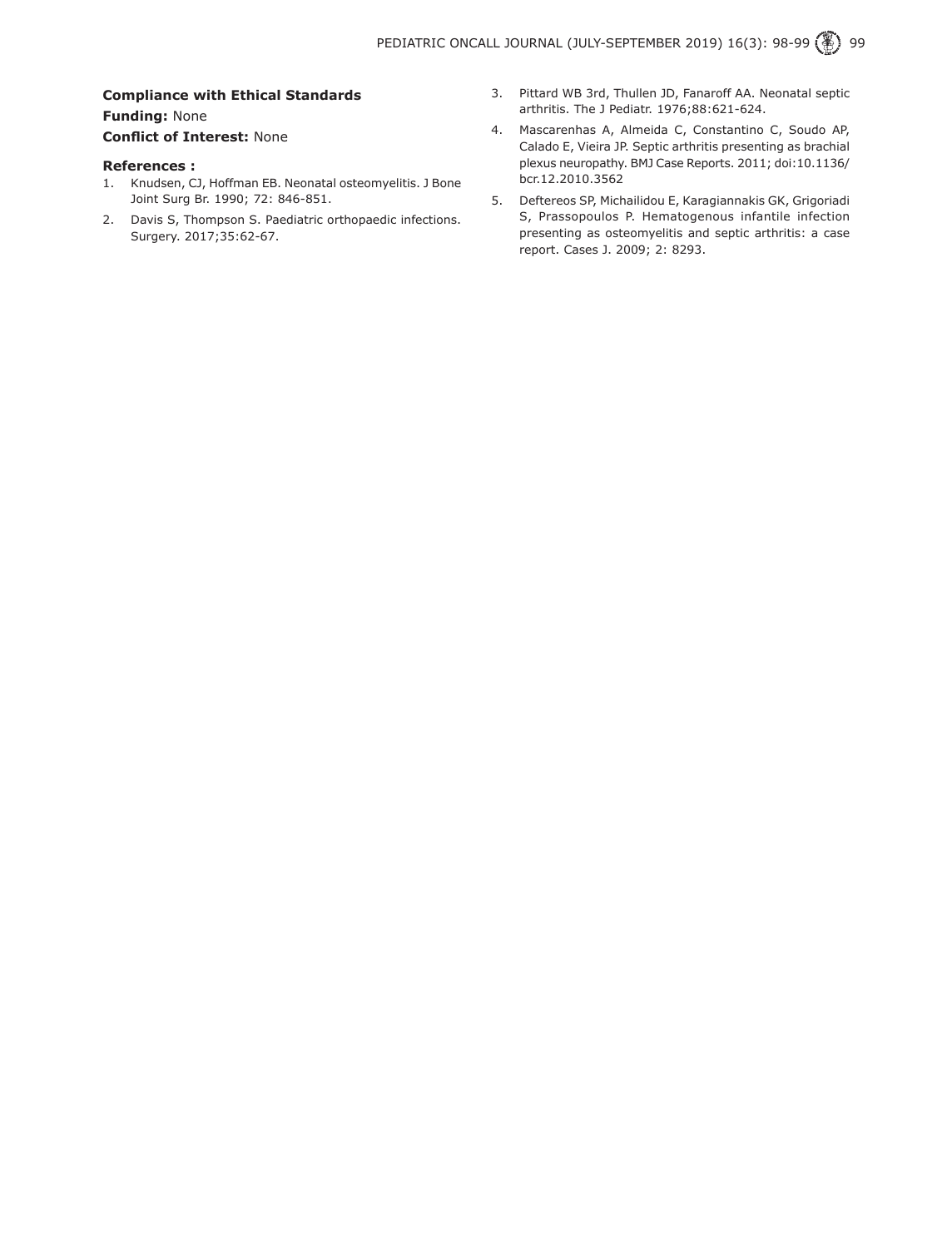**Compliance with Ethical Standards**

**Funding:** None

**Conflict of Interest:** None

**References :**

1. Knudsen, CJ, Hoffman EB. Neonatal osteomyelitis. J Bone Joint Surg Br. 1990; 72: 846-851.
2. Davis S, Thompson S. Paediatric orthopaedic infections. Surgery. 2017;35:62-67.
3. Pittard WB 3rd, Thullen JD, Fanaroff AA. Neonatal septic arthritis. The J Pediatr. 1976;88:621-624.
4. Mascarenhas A, Almeida C, Constantino C, Soudo AP, Calado E, Vieira JP. Septic arthritis presenting as brachial plexus neuropathy. BMJ Case Reports. 2011; doi:10.1136/bcr.12.2010.3562
5. Deftereos SP, Michailidou E, Karagiannakis GK, Grigoriadi S, Prassopoulos P. Hematogenous infantile infection presenting as osteomyelitis and septic arthritis: a case report. Cases J. 2009; 2: 8293.